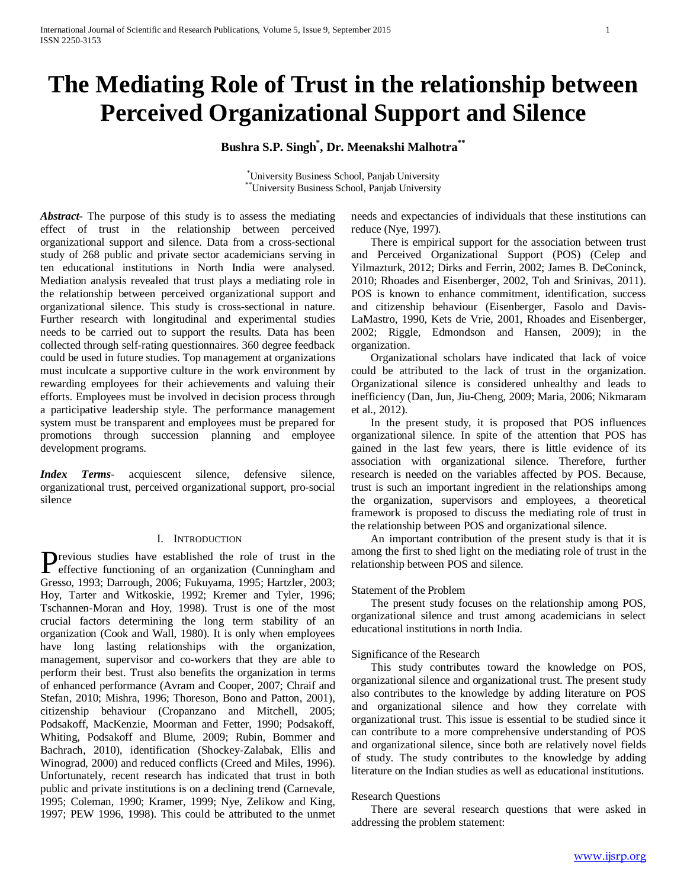# The Mediating Role of Trust in the relationship between Perceived Organizational Support and Silence

**Bushra S.P. Singh[*], Dr. Meenakshi Malhotra[**]**

[*]University Business School, Panjab University
[**]University Business School, Panjab University

***Abstract-*** The purpose of this study is to assess the mediating effect of trust in the relationship between perceived organizational support and silence. Data from a cross-sectional study of 268 public and private sector academicians serving in ten educational institutions in North India were analysed. Mediation analysis revealed that trust plays a mediating role in the relationship between perceived organizational support and organizational silence. This study is cross-sectional in nature. Further research with longitudinal and experimental studies needs to be carried out to support the results. Data has been collected through self-rating questionnaires. 360 degree feedback could be used in future studies. Top management at organizations must inculcate a supportive culture in the work environment by rewarding employees for their achievements and valuing their efforts. Employees must be involved in decision process through a participative leadership style. The performance management system must be transparent and employees must be prepared for promotions through succession planning and employee development programs.

***Index Terms*-** acquiescent silence, defensive silence, organizational trust, perceived organizational support, pro-social silence

## I. Introduction

Previous studies have established the role of trust in the effective functioning of an organization (Cunningham and Gresso, 1993; Darrough, 2006; Fukuyama, 1995; Hartzler, 2003; Hoy, Tarter and Witkoskie, 1992; Kremer and Tyler, 1996; Tschannen-Moran and Hoy, 1998). Trust is one of the most crucial factors determining the long term stability of an organization (Cook and Wall, 1980). It is only when employees have long lasting relationships with the organization, management, supervisor and co-workers that they are able to perform their best. Trust also benefits the organization in terms of enhanced performance (Avram and Cooper, 2007; Chraif and Stefan, 2010; Mishra, 1996; Thoreson, Bono and Patton, 2001), citizenship behaviour (Cropanzano and Mitchell, 2005; Podsakoff, MacKenzie, Moorman and Fetter, 1990; Podsakoff, Whiting, Podsakoff and Blume, 2009; Rubin, Bommer and Bachrach, 2010), identification (Shockey-Zalabak, Ellis and Winograd, 2000) and reduced conflicts (Creed and Miles, 1996). Unfortunately, recent research has indicated that trust in both public and private institutions is on a declining trend (Carnevale, 1995; Coleman, 1990; Kramer, 1999; Nye, Zelikow and King, 1997; PEW 1996, 1998). This could be attributed to the unmet needs and expectancies of individuals that these institutions can reduce (Nye, 1997).

There is empirical support for the association between trust and Perceived Organizational Support (POS) (Celep and Yilmazturk, 2012; Dirks and Ferrin, 2002; James B. DeConinck, 2010; Rhoades and Eisenberger, 2002, Toh and Srinivas, 2011). POS is known to enhance commitment, identification, success and citizenship behaviour (Eisenberger, Fasolo and Davis-LaMastro, 1990, Kets de Vrie, 2001, Rhoades and Eisenberger, 2002; Riggle, Edmondson and Hansen, 2009); in the organization.

Organizational scholars have indicated that lack of voice could be attributed to the lack of trust in the organization. Organizational silence is considered unhealthy and leads to inefficiency (Dan, Jun, Jiu-Cheng, 2009; Maria, 2006; Nikmaram et al., 2012).

In the present study, it is proposed that POS influences organizational silence. In spite of the attention that POS has gained in the last few years, there is little evidence of its association with organizational silence. Therefore, further research is needed on the variables affected by POS. Because, trust is such an important ingredient in the relationships among the organization, supervisors and employees, a theoretical framework is proposed to discuss the mediating role of trust in the relationship between POS and organizational silence.

An important contribution of the present study is that it is among the first to shed light on the mediating role of trust in the relationship between POS and silence.

### Statement of the Problem

The present study focuses on the relationship among POS, organizational silence and trust among academicians in select educational institutions in north India.

### Significance of the Research

This study contributes toward the knowledge on POS, organizational silence and organizational trust. The present study also contributes to the knowledge by adding literature on POS and organizational silence and how they correlate with organizational trust. This issue is essential to be studied since it can contribute to a more comprehensive understanding of POS and organizational silence, since both are relatively novel fields of study. The study contributes to the knowledge by adding literature on the Indian studies as well as educational institutions.

### Research Questions

There are several research questions that were asked in addressing the problem statement: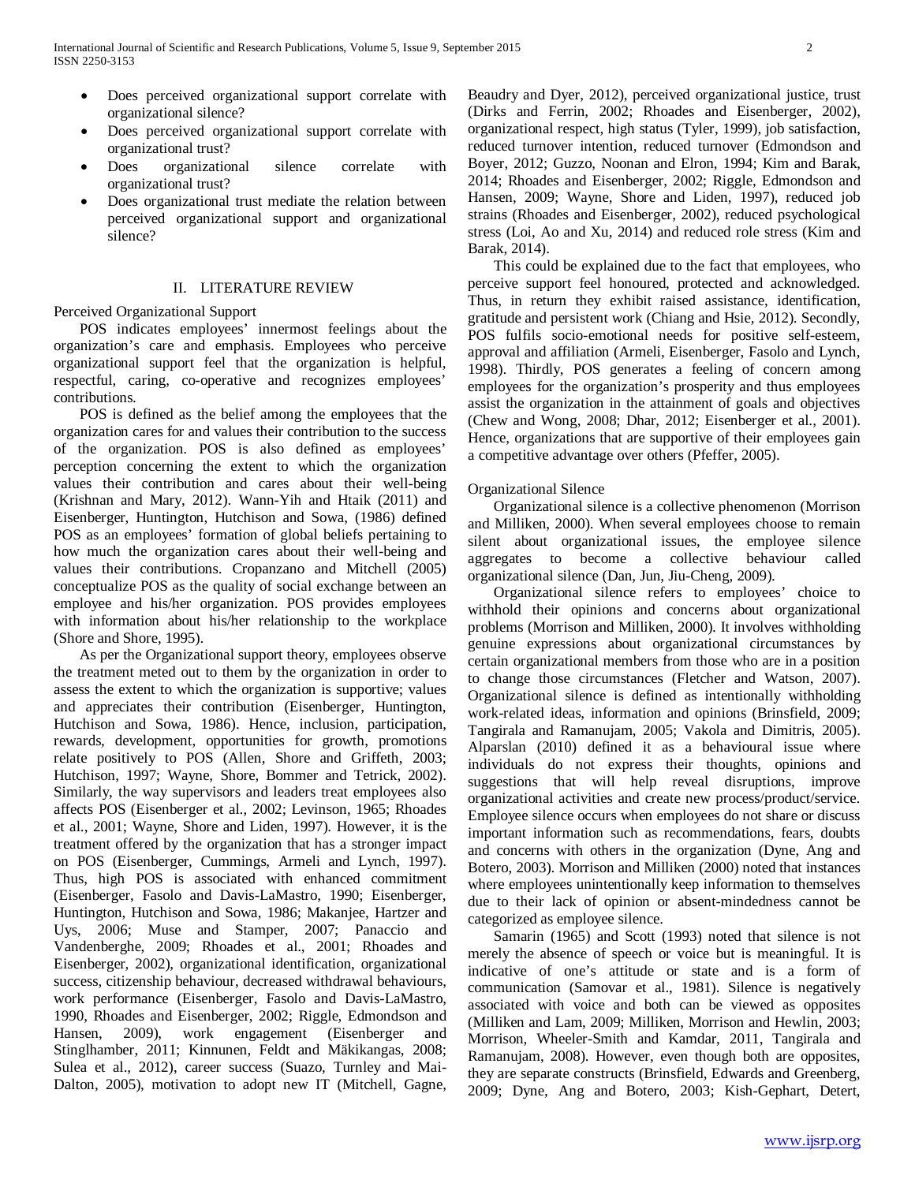- Does perceived organizational support correlate with organizational silence?
- Does perceived organizational support correlate with organizational trust?
- Does organizational silence correlate with organizational trust?
- Does organizational trust mediate the relation between perceived organizational support and organizational silence?

## II. LITERATURE REVIEW

### Perceived Organizational Support

POS indicates employees' innermost feelings about the organization's care and emphasis. Employees who perceive organizational support feel that the organization is helpful, respectful, caring, co-operative and recognizes employees' contributions.

POS is defined as the belief among the employees that the organization cares for and values their contribution to the success of the organization. POS is also defined as employees' perception concerning the extent to which the organization values their contribution and cares about their well-being (Krishnan and Mary, 2012). Wann-Yih and Htaik (2011) and Eisenberger, Huntington, Hutchison and Sowa, (1986) defined POS as an employees' formation of global beliefs pertaining to how much the organization cares about their well-being and values their contributions. Cropanzano and Mitchell (2005) conceptualize POS as the quality of social exchange between an employee and his/her organization. POS provides employees with information about his/her relationship to the workplace (Shore and Shore, 1995).

As per the Organizational support theory, employees observe the treatment meted out to them by the organization in order to assess the extent to which the organization is supportive; values and appreciates their contribution (Eisenberger, Huntington, Hutchison and Sowa, 1986). Hence, inclusion, participation, rewards, development, opportunities for growth, promotions relate positively to POS (Allen, Shore and Griffeth, 2003; Hutchison, 1997; Wayne, Shore, Bommer and Tetrick, 2002). Similarly, the way supervisors and leaders treat employees also affects POS (Eisenberger et al., 2002; Levinson, 1965; Rhoades et al., 2001; Wayne, Shore and Liden, 1997). However, it is the treatment offered by the organization that has a stronger impact on POS (Eisenberger, Cummings, Armeli and Lynch, 1997). Thus, high POS is associated with enhanced commitment (Eisenberger, Fasolo and Davis-LaMastro, 1990; Eisenberger, Huntington, Hutchison and Sowa, 1986; Makanjee, Hartzer and Uys, 2006; Muse and Stamper, 2007; Panaccio and Vandenberghe, 2009; Rhoades et al., 2001; Rhoades and Eisenberger, 2002), organizational identification, organizational success, citizenship behaviour, decreased withdrawal behaviours, work performance (Eisenberger, Fasolo and Davis-LaMastro, 1990, Rhoades and Eisenberger, 2002; Riggle, Edmondson and Hansen, 2009), work engagement (Eisenberger and Stinglhamber, 2011; Kinnunen, Feldt and Mäkikangas, 2008; Sulea et al., 2012), career success (Suazo, Turnley and Mai-Dalton, 2005), motivation to adopt new IT (Mitchell, Gagne, Beaudry and Dyer, 2012), perceived organizational justice, trust (Dirks and Ferrin, 2002; Rhoades and Eisenberger, 2002), organizational respect, high status (Tyler, 1999), job satisfaction, reduced turnover intention, reduced turnover (Edmondson and Boyer, 2012; Guzzo, Noonan and Elron, 1994; Kim and Barak, 2014; Rhoades and Eisenberger, 2002; Riggle, Edmondson and Hansen, 2009; Wayne, Shore and Liden, 1997), reduced job strains (Rhoades and Eisenberger, 2002), reduced psychological stress (Loi, Ao and Xu, 2014) and reduced role stress (Kim and Barak, 2014).

This could be explained due to the fact that employees, who perceive support feel honoured, protected and acknowledged. Thus, in return they exhibit raised assistance, identification, gratitude and persistent work (Chiang and Hsie, 2012). Secondly, POS fulfils socio-emotional needs for positive self-esteem, approval and affiliation (Armeli, Eisenberger, Fasolo and Lynch, 1998). Thirdly, POS generates a feeling of concern among employees for the organization's prosperity and thus employees assist the organization in the attainment of goals and objectives (Chew and Wong, 2008; Dhar, 2012; Eisenberger et al., 2001). Hence, organizations that are supportive of their employees gain a competitive advantage over others (Pfeffer, 2005).

### Organizational Silence

Organizational silence is a collective phenomenon (Morrison and Milliken, 2000). When several employees choose to remain silent about organizational issues, the employee silence aggregates to become a collective behaviour called organizational silence (Dan, Jun, Jiu-Cheng, 2009).

Organizational silence refers to employees' choice to withhold their opinions and concerns about organizational problems (Morrison and Milliken, 2000). It involves withholding genuine expressions about organizational circumstances by certain organizational members from those who are in a position to change those circumstances (Fletcher and Watson, 2007). Organizational silence is defined as intentionally withholding work-related ideas, information and opinions (Brinsfield, 2009; Tangirala and Ramanujam, 2005; Vakola and Dimitris, 2005). Alparslan (2010) defined it as a behavioural issue where individuals do not express their thoughts, opinions and suggestions that will help reveal disruptions, improve organizational activities and create new process/product/service. Employee silence occurs when employees do not share or discuss important information such as recommendations, fears, doubts and concerns with others in the organization (Dyne, Ang and Botero, 2003). Morrison and Milliken (2000) noted that instances where employees unintentionally keep information to themselves due to their lack of opinion or absent-mindedness cannot be categorized as employee silence.

Samarin (1965) and Scott (1993) noted that silence is not merely the absence of speech or voice but is meaningful. It is indicative of one's attitude or state and is a form of communication (Samovar et al., 1981). Silence is negatively associated with voice and both can be viewed as opposites (Milliken and Lam, 2009; Milliken, Morrison and Hewlin, 2003; Morrison, Wheeler-Smith and Kamdar, 2011, Tangirala and Ramanujam, 2008). However, even though both are opposites, they are separate constructs (Brinsfield, Edwards and Greenberg, 2009; Dyne, Ang and Botero, 2003; Kish-Gephart, Detert,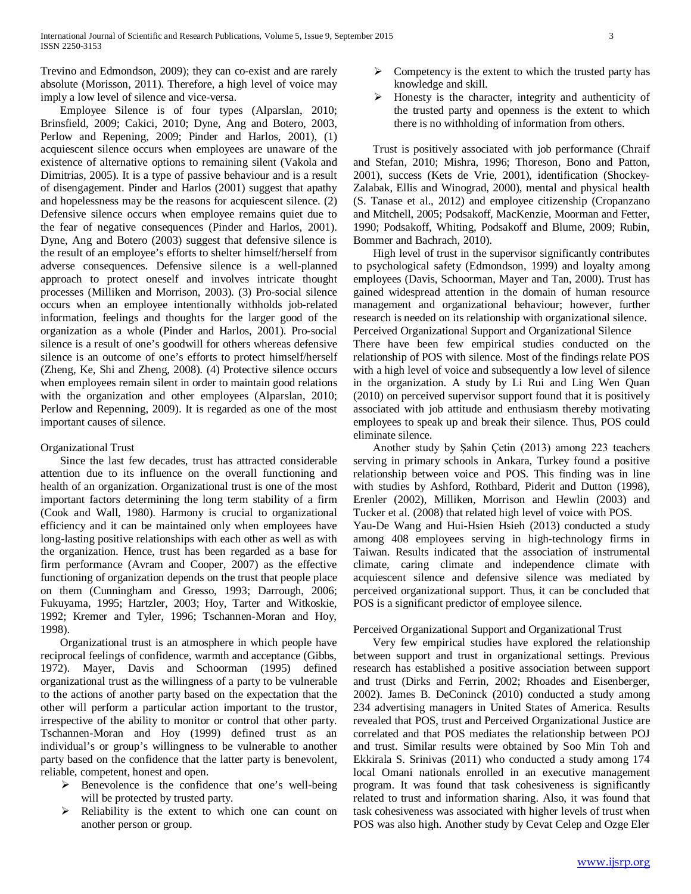Trevino and Edmondson, 2009); they can co-exist and are rarely absolute (Morisson, 2011). Therefore, a high level of voice may imply a low level of silence and vice-versa.

Employee Silence is of four types (Alparslan, 2010; Brinsfield, 2009; Cakici, 2010; Dyne, Ang and Botero, 2003, Perlow and Repening, 2009; Pinder and Harlos, 2001), (1) acquiescent silence occurs when employees are unaware of the existence of alternative options to remaining silent (Vakola and Dimitrias, 2005). It is a type of passive behaviour and is a result of disengagement. Pinder and Harlos (2001) suggest that apathy and hopelessness may be the reasons for acquiescent silence. (2) Defensive silence occurs when employee remains quiet due to the fear of negative consequences (Pinder and Harlos, 2001). Dyne, Ang and Botero (2003) suggest that defensive silence is the result of an employee's efforts to shelter himself/herself from adverse consequences. Defensive silence is a well-planned approach to protect oneself and involves intricate thought processes (Milliken and Morrison, 2003). (3) Pro-social silence occurs when an employee intentionally withholds job-related information, feelings and thoughts for the larger good of the organization as a whole (Pinder and Harlos, 2001). Pro-social silence is a result of one's goodwill for others whereas defensive silence is an outcome of one's efforts to protect himself/herself (Zheng, Ke, Shi and Zheng, 2008). (4) Protective silence occurs when employees remain silent in order to maintain good relations with the organization and other employees (Alparslan, 2010; Perlow and Repenning, 2009). It is regarded as one of the most important causes of silence.

Organizational Trust

Since the last few decades, trust has attracted considerable attention due to its influence on the overall functioning and health of an organization. Organizational trust is one of the most important factors determining the long term stability of a firm (Cook and Wall, 1980). Harmony is crucial to organizational efficiency and it can be maintained only when employees have long-lasting positive relationships with each other as well as with the organization. Hence, trust has been regarded as a base for firm performance (Avram and Cooper, 2007) as the effective functioning of organization depends on the trust that people place on them (Cunningham and Gresso, 1993; Darrough, 2006; Fukuyama, 1995; Hartzler, 2003; Hoy, Tarter and Witkoskie, 1992; Kremer and Tyler, 1996; Tschannen-Moran and Hoy, 1998).

Organizational trust is an atmosphere in which people have reciprocal feelings of confidence, warmth and acceptance (Gibbs, 1972). Mayer, Davis and Schoorman (1995) defined organizational trust as the willingness of a party to be vulnerable to the actions of another party based on the expectation that the other will perform a particular action important to the trustor, irrespective of the ability to monitor or control that other party. Tschannen-Moran and Hoy (1999) defined trust as an individual's or group's willingness to be vulnerable to another party based on the confidence that the latter party is benevolent, reliable, competent, honest and open.

- Benevolence is the confidence that one's well-being will be protected by trusted party.
- Reliability is the extent to which one can count on another person or group.
- Competency is the extent to which the trusted party has knowledge and skill.
- Honesty is the character, integrity and authenticity of the trusted party and openness is the extent to which there is no withholding of information from others.

Trust is positively associated with job performance (Chraif and Stefan, 2010; Mishra, 1996; Thoreson, Bono and Patton, 2001), success (Kets de Vrie, 2001), identification (Shockey-Zalabak, Ellis and Winograd, 2000), mental and physical health (S. Tanase et al., 2012) and employee citizenship (Cropanzano and Mitchell, 2005; Podsakoff, MacKenzie, Moorman and Fetter, 1990; Podsakoff, Whiting, Podsakoff and Blume, 2009; Rubin, Bommer and Bachrach, 2010).

High level of trust in the supervisor significantly contributes to psychological safety (Edmondson, 1999) and loyalty among employees (Davis, Schoorman, Mayer and Tan, 2000). Trust has gained widespread attention in the domain of human resource management and organizational behaviour; however, further research is needed on its relationship with organizational silence.

Perceived Organizational Support and Organizational Silence

There have been few empirical studies conducted on the relationship of POS with silence. Most of the findings relate POS with a high level of voice and subsequently a low level of silence in the organization. A study by Li Rui and Ling Wen Quan (2010) on perceived supervisor support found that it is positively associated with job attitude and enthusiasm thereby motivating employees to speak up and break their silence. Thus, POS could eliminate silence.

Another study by Şahin Çetin (2013) among 223 teachers serving in primary schools in Ankara, Turkey found a positive relationship between voice and POS. This finding was in line with studies by Ashford, Rothbard, Piderit and Dutton (1998), Erenler (2002), Milliken, Morrison and Hewlin (2003) and Tucker et al. (2008) that related high level of voice with POS.

Yau-De Wang and Hui-Hsien Hsieh (2013) conducted a study among 408 employees serving in high-technology firms in Taiwan. Results indicated that the association of instrumental climate, caring climate and independence climate with acquiescent silence and defensive silence was mediated by perceived organizational support. Thus, it can be concluded that POS is a significant predictor of employee silence.

Perceived Organizational Support and Organizational Trust

Very few empirical studies have explored the relationship between support and trust in organizational settings. Previous research has established a positive association between support and trust (Dirks and Ferrin, 2002; Rhoades and Eisenberger, 2002). James B. DeConinck (2010) conducted a study among 234 advertising managers in United States of America. Results revealed that POS, trust and Perceived Organizational Justice are correlated and that POS mediates the relationship between POJ and trust. Similar results were obtained by Soo Min Toh and Ekkirala S. Srinivas (2011) who conducted a study among 174 local Omani nationals enrolled in an executive management program. It was found that task cohesiveness is significantly related to trust and information sharing. Also, it was found that task cohesiveness was associated with higher levels of trust when POS was also high. Another study by Cevat Celep and Ozge Eler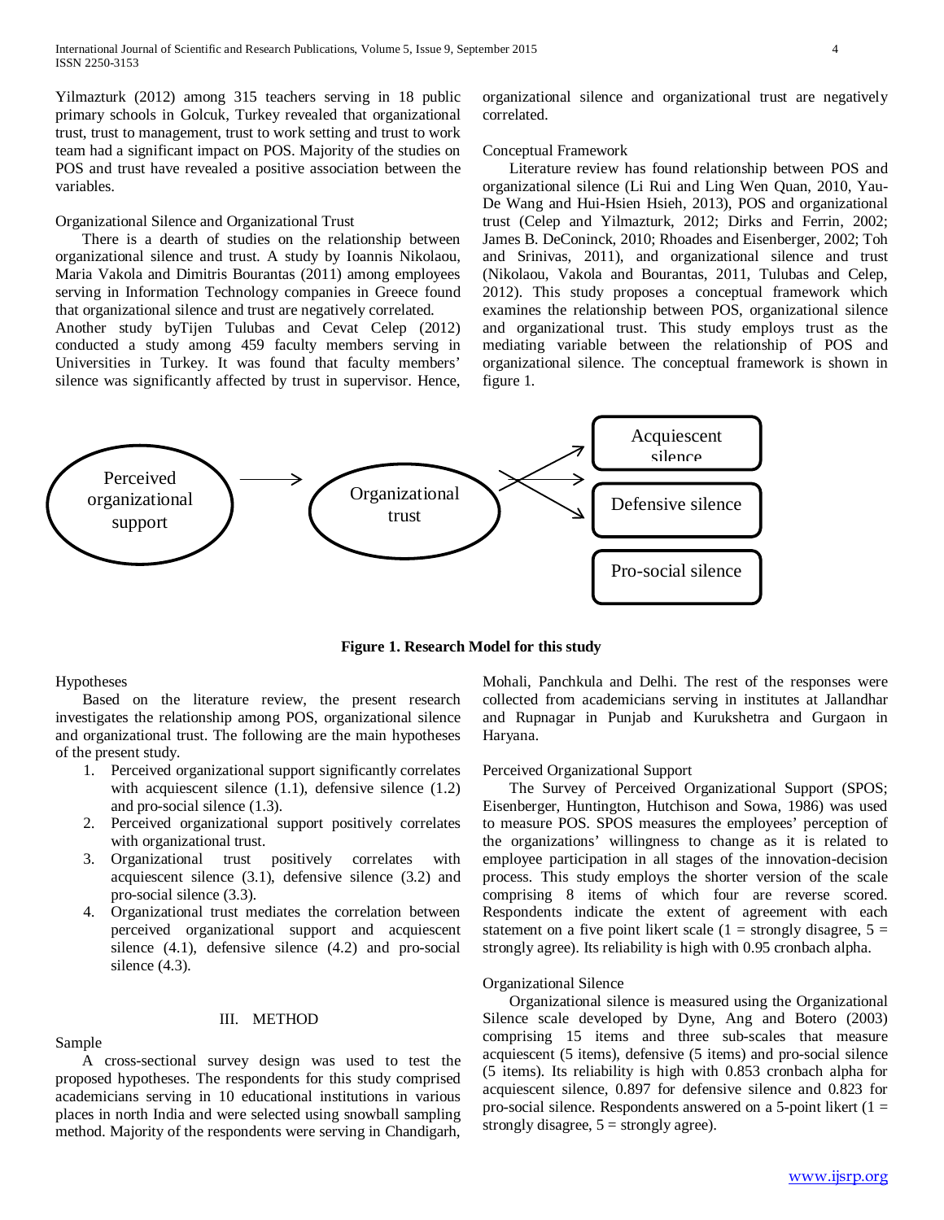Yilmazturk (2012) among 315 teachers serving in 18 public primary schools in Golcuk, Turkey revealed that organizational trust, trust to management, trust to work setting and trust to work team had a significant impact on POS. Majority of the studies on POS and trust have revealed a positive association between the variables.

### Organizational Silence and Organizational Trust

There is a dearth of studies on the relationship between organizational silence and trust. A study by Ioannis Nikolaou, Maria Vakola and Dimitris Bourantas (2011) among employees serving in Information Technology companies in Greece found that organizational silence and trust are negatively correlated.
Another study byTijen Tulubas and Cevat Celep (2012) conducted a study among 459 faculty members serving in Universities in Turkey. It was found that faculty members' silence was significantly affected by trust in supervisor. Hence, organizational silence and organizational trust are negatively correlated.

### Conceptual Framework

Literature review has found relationship between POS and organizational silence (Li Rui and Ling Wen Quan, 2010, Yau-De Wang and Hui-Hsien Hsieh, 2013), POS and organizational trust (Celep and Yilmazturk, 2012; Dirks and Ferrin, 2002; James B. DeConinck, 2010; Rhoades and Eisenberger, 2002; Toh and Srinivas, 2011), and organizational silence and trust (Nikolaou, Vakola and Bourantas, 2011, Tulubas and Celep, 2012). This study proposes a conceptual framework which examines the relationship between POS, organizational silence and organizational trust. This study employs trust as the mediating variable between the relationship of POS and organizational silence. The conceptual framework is shown in figure 1.

Perceived organizational support → Organizational trust → Acquiescent silence / Defensive silence / Pro-social silence

**Figure 1. Research Model for this study**

### Hypotheses

Based on the literature review, the present research investigates the relationship among POS, organizational silence and organizational trust. The following are the main hypotheses of the present study.

1. Perceived organizational support significantly correlates with acquiescent silence (1.1), defensive silence (1.2) and pro-social silence (1.3).
2. Perceived organizational support positively correlates with organizational trust.
3. Organizational trust positively correlates with acquiescent silence (3.1), defensive silence (3.2) and pro-social silence (3.3).
4. Organizational trust mediates the correlation between perceived organizational support and acquiescent silence (4.1), defensive silence (4.2) and pro-social silence (4.3).

## III. METHOD

### Sample

A cross-sectional survey design was used to test the proposed hypotheses. The respondents for this study comprised academicians serving in 10 educational institutions in various places in north India and were selected using snowball sampling method. Majority of the respondents were serving in Chandigarh, Mohali, Panchkula and Delhi. The rest of the responses were collected from academicians serving in institutes at Jallandhar and Rupnagar in Punjab and Kurukshetra and Gurgaon in Haryana.

### Perceived Organizational Support

The Survey of Perceived Organizational Support (SPOS; Eisenberger, Huntington, Hutchison and Sowa, 1986) was used to measure POS. SPOS measures the employees' perception of the organizations' willingness to change as it is related to employee participation in all stages of the innovation-decision process. This study employs the shorter version of the scale comprising 8 items of which four are reverse scored. Respondents indicate the extent of agreement with each statement on a five point likert scale (1 = strongly disagree, 5 = strongly agree). Its reliability is high with 0.95 cronbach alpha.

### Organizational Silence

Organizational silence is measured using the Organizational Silence scale developed by Dyne, Ang and Botero (2003) comprising 15 items and three sub-scales that measure acquiescent silence (5 items), defensive (5 items) and pro-social silence (5 items). Its reliability is high with 0.853 cronbach alpha for acquiescent silence, 0.897 for defensive silence and 0.823 for pro-social silence. Respondents answered on a 5-point likert (1 = strongly disagree, 5 = strongly agree).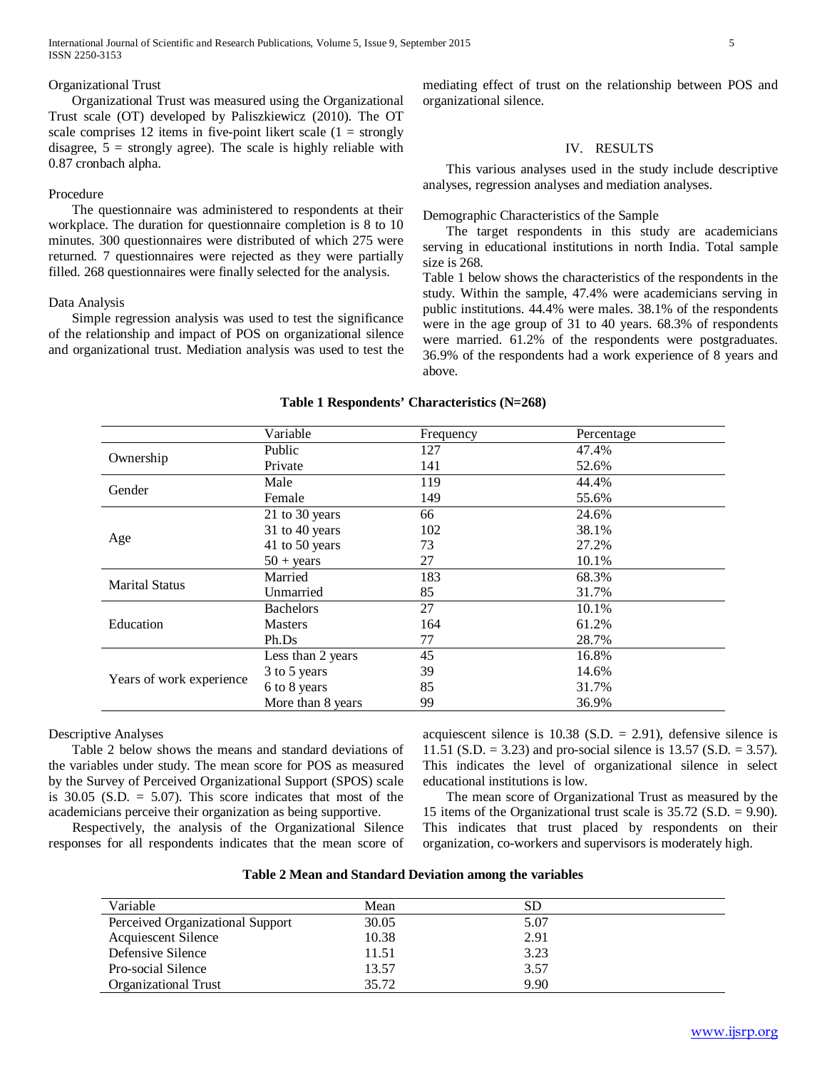### Organizational Trust

Organizational Trust was measured using the Organizational Trust scale (OT) developed by Paliszkiewicz (2010). The OT scale comprises 12 items in five-point likert scale (1 = strongly disagree, 5 = strongly agree). The scale is highly reliable with 0.87 cronbach alpha.

### Procedure

The questionnaire was administered to respondents at their workplace. The duration for questionnaire completion is 8 to 10 minutes. 300 questionnaires were distributed of which 275 were returned. 7 questionnaires were rejected as they were partially filled. 268 questionnaires were finally selected for the analysis.

### Data Analysis

Simple regression analysis was used to test the significance of the relationship and impact of POS on organizational silence and organizational trust. Mediation analysis was used to test the mediating effect of trust on the relationship between POS and organizational silence.

## IV. RESULTS

This various analyses used in the study include descriptive analyses, regression analyses and mediation analyses.

### Demographic Characteristics of the Sample

The target respondents in this study are academicians serving in educational institutions in north India. Total sample size is 268.

Table 1 below shows the characteristics of the respondents in the study. Within the sample, 47.4% were academicians serving in public institutions. 44.4% were males. 38.1% of the respondents were in the age group of 31 to 40 years. 68.3% of respondents were married. 61.2% of the respondents were postgraduates. 36.9% of the respondents had a work experience of 8 years and above.

**Table 1 Respondents' Characteristics (N=268)**

| | Variable | Frequency | Percentage |
|---|---|---|---|
| Ownership | Public | 127 | 47.4% |
| | Private | 141 | 52.6% |
| Gender | Male | 119 | 44.4% |
| | Female | 149 | 55.6% |
| Age | 21 to 30 years | 66 | 24.6% |
| | 31 to 40 years | 102 | 38.1% |
| | 41 to 50 years | 73 | 27.2% |
| | 50 + years | 27 | 10.1% |
| Marital Status | Married | 183 | 68.3% |
| | Unmarried | 85 | 31.7% |
| Education | Bachelors | 27 | 10.1% |
| | Masters | 164 | 61.2% |
| | Ph.Ds | 77 | 28.7% |
| Years of work experience | Less than 2 years | 45 | 16.8% |
| | 3 to 5 years | 39 | 14.6% |
| | 6 to 8 years | 85 | 31.7% |
| | More than 8 years | 99 | 36.9% |

### Descriptive Analyses

Table 2 below shows the means and standard deviations of the variables under study. The mean score for POS as measured by the Survey of Perceived Organizational Support (SPOS) scale is 30.05 (S.D. = 5.07). This score indicates that most of the academicians perceive their organization as being supportive.

Respectively, the analysis of the Organizational Silence responses for all respondents indicates that the mean score of acquiescent silence is 10.38 (S.D. = 2.91), defensive silence is 11.51 (S.D. = 3.23) and pro-social silence is 13.57 (S.D. = 3.57). This indicates the level of organizational silence in select educational institutions is low.

The mean score of Organizational Trust as measured by the 15 items of the Organizational trust scale is 35.72 (S.D. = 9.90). This indicates that trust placed by respondents on their organization, co-workers and supervisors is moderately high.

**Table 2 Mean and Standard Deviation among the variables**

| Variable | Mean | SD |
|---|---|---|
| Perceived Organizational Support | 30.05 | 5.07 |
| Acquiescent Silence | 10.38 | 2.91 |
| Defensive Silence | 11.51 | 3.23 |
| Pro-social Silence | 13.57 | 3.57 |
| Organizational Trust | 35.72 | 9.90 |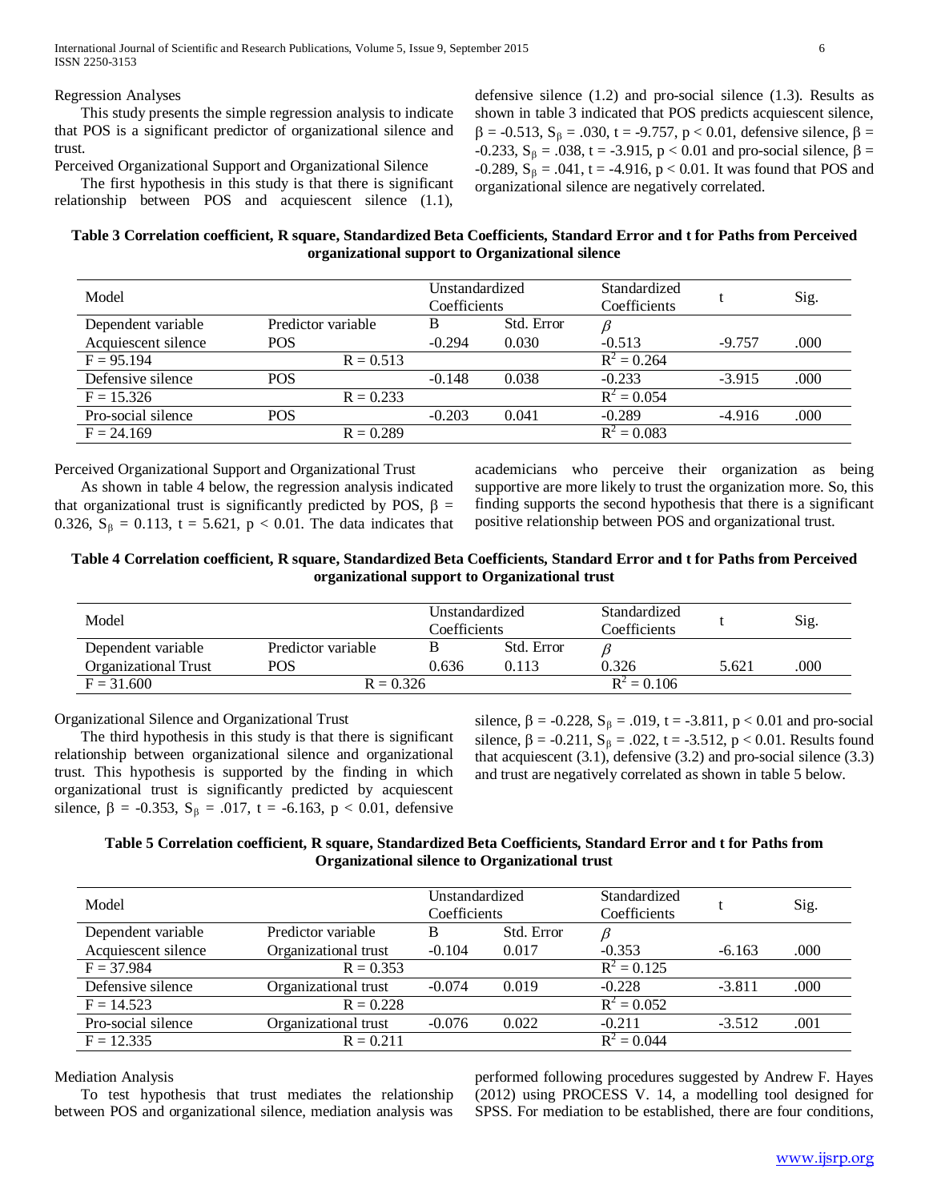Regression Analyses

This study presents the simple regression analysis to indicate that POS is a significant predictor of organizational silence and trust.

Perceived Organizational Support and Organizational Silence

The first hypothesis in this study is that there is significant relationship between POS and acquiescent silence (1.1), defensive silence (1.2) and pro-social silence (1.3). Results as shown in table 3 indicated that POS predicts acquiescent silence, $\beta = -0.513$, $S_\beta = .030$, $t = -9.757$, $p < 0.01$, defensive silence, $\beta = -0.233$, $S_\beta = .038$, $t = -3.915$, $p < 0.01$ and pro-social silence, $\beta = -0.289$, $S_\beta = .041$, $t = -4.916$, $p < 0.01$. It was found that POS and organizational silence are negatively correlated.

**Table 3 Correlation coefficient, R square, Standardized Beta Coefficients, Standard Error and t for Paths from Perceived organizational support to Organizational silence**

| Model | | Unstandardized Coefficients | | Standardized Coefficients | t | Sig. |
|---|---|---|---|---|---|---|
| Dependent variable | Predictor variable | B | Std. Error | $\beta$ | | |
| Acquiescent silence | POS | -0.294 | 0.030 | -0.513 | -9.757 | .000 |
| F = 95.194 | R = 0.513 | | | $R^2 = 0.264$ | | |
| Defensive silence | POS | -0.148 | 0.038 | -0.233 | -3.915 | .000 |
| F = 15.326 | R = 0.233 | | | $R^2 = 0.054$ | | |
| Pro-social silence | POS | -0.203 | 0.041 | -0.289 | -4.916 | .000 |
| F = 24.169 | R = 0.289 | | | $R^2 = 0.083$ | | |

Perceived Organizational Support and Organizational Trust

As shown in table 4 below, the regression analysis indicated that organizational trust is significantly predicted by POS, $\beta = 0.326$, $S_\beta = 0.113$, $t = 5.621$, $p < 0.01$. The data indicates that academicians who perceive their organization as being supportive are more likely to trust the organization more. So, this finding supports the second hypothesis that there is a significant positive relationship between POS and organizational trust.

**Table 4 Correlation coefficient, R square, Standardized Beta Coefficients, Standard Error and t for Paths from Perceived organizational support to Organizational trust**

| Model | | Unstandardized Coefficients | | Standardized Coefficients | t | Sig. |
|---|---|---|---|---|---|---|
| Dependent variable | Predictor variable | B | Std. Error | $\beta$ | | |
| Organizational Trust | POS | 0.636 | 0.113 | 0.326 | 5.621 | .000 |
| F = 31.600 | R = 0.326 | | | $R^2 = 0.106$ | | |

Organizational Silence and Organizational Trust

The third hypothesis in this study is that there is significant relationship between organizational silence and organizational trust. This hypothesis is supported by the finding in which organizational trust is significantly predicted by acquiescent silence, $\beta = -0.353$, $S_\beta = .017$, $t = -6.163$, $p < 0.01$, defensive silence, $\beta = -0.228$, $S_\beta = .019$, $t = -3.811$, $p < 0.01$ and pro-social silence, $\beta = -0.211$, $S_\beta = .022$, $t = -3.512$, $p < 0.01$. Results found that acquiescent (3.1), defensive (3.2) and pro-social silence (3.3) and trust are negatively correlated as shown in table 5 below.

**Table 5 Correlation coefficient, R square, Standardized Beta Coefficients, Standard Error and t for Paths from Organizational silence to Organizational trust**

| Model | | Unstandardized Coefficients | | Standardized Coefficients | t | Sig. |
|---|---|---|---|---|---|---|
| Dependent variable | Predictor variable | B | Std. Error | $\beta$ | | |
| Acquiescent silence | Organizational trust | -0.104 | 0.017 | -0.353 | -6.163 | .000 |
| F = 37.984 | R = 0.353 | | | $R^2 = 0.125$ | | |
| Defensive silence | Organizational trust | -0.074 | 0.019 | -0.228 | -3.811 | .000 |
| F = 14.523 | R = 0.228 | | | $R^2 = 0.052$ | | |
| Pro-social silence | Organizational trust | -0.076 | 0.022 | -0.211 | -3.512 | .001 |
| F = 12.335 | R = 0.211 | | | $R^2 = 0.044$ | | |

Mediation Analysis

To test hypothesis that trust mediates the relationship between POS and organizational silence, mediation analysis was performed following procedures suggested by Andrew F. Hayes (2012) using PROCESS V. 14, a modelling tool designed for SPSS. For mediation to be established, there are four conditions,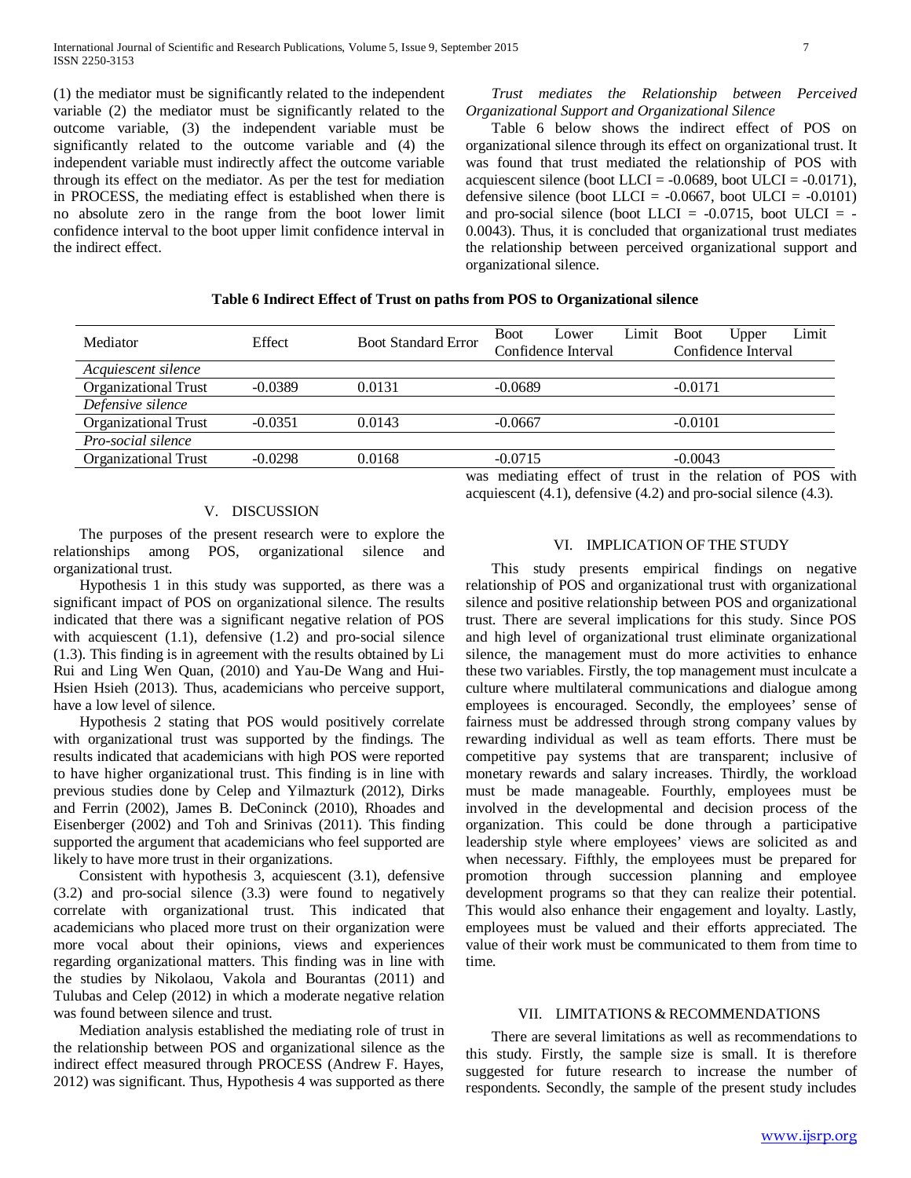(1) the mediator must be significantly related to the independent variable (2) the mediator must be significantly related to the outcome variable, (3) the independent variable must be significantly related to the outcome variable and (4) the independent variable must indirectly affect the outcome variable through its effect on the mediator. As per the test for mediation in PROCESS, the mediating effect is established when there is no absolute zero in the range from the boot lower limit confidence interval to the boot upper limit confidence interval in the indirect effect.

*Trust mediates the Relationship between Perceived Organizational Support and Organizational Silence*

Table 6 below shows the indirect effect of POS on organizational silence through its effect on organizational trust. It was found that trust mediated the relationship of POS with acquiescent silence (boot LLCI = -0.0689, boot ULCI = -0.0171), defensive silence (boot LLCI = -0.0667, boot ULCI = -0.0101) and pro-social silence (boot LLCI = -0.0715, boot ULCI = -0.0043). Thus, it is concluded that organizational trust mediates the relationship between perceived organizational support and organizational silence.

**Table 6 Indirect Effect of Trust on paths from POS to Organizational silence**

| Mediator | Effect | Boot Standard Error | Boot Lower Limit Confidence Interval | Boot Upper Limit Confidence Interval |
|---|---|---|---|---|
| *Acquiescent silence* | | | | |
| Organizational Trust | -0.0389 | 0.0131 | -0.0689 | -0.0171 |
| *Defensive silence* | | | | |
| Organizational Trust | -0.0351 | 0.0143 | -0.0667 | -0.0101 |
| *Pro-social silence* | | | | |
| Organizational Trust | -0.0298 | 0.0168 | -0.0715 | -0.0043 |

## V. DISCUSSION

The purposes of the present research were to explore the relationships among POS, organizational silence and organizational trust.

Hypothesis 1 in this study was supported, as there was a significant impact of POS on organizational silence. The results indicated that there was a significant negative relation of POS with acquiescent (1.1), defensive (1.2) and pro-social silence (1.3). This finding is in agreement with the results obtained by Li Rui and Ling Wen Quan, (2010) and Yau-De Wang and Hui-Hsien Hsieh (2013). Thus, academicians who perceive support, have a low level of silence.

Hypothesis 2 stating that POS would positively correlate with organizational trust was supported by the findings. The results indicated that academicians with high POS were reported to have higher organizational trust. This finding is in line with previous studies done by Celep and Yilmazturk (2012), Dirks and Ferrin (2002), James B. DeConinck (2010), Rhoades and Eisenberger (2002) and Toh and Srinivas (2011). This finding supported the argument that academicians who feel supported are likely to have more trust in their organizations.

Consistent with hypothesis 3, acquiescent (3.1), defensive (3.2) and pro-social silence (3.3) were found to negatively correlate with organizational trust. This indicated that academicians who placed more trust on their organization were more vocal about their opinions, views and experiences regarding organizational matters. This finding was in line with the studies by Nikolaou, Vakola and Bourantas (2011) and Tulubas and Celep (2012) in which a moderate negative relation was found between silence and trust.

Mediation analysis established the mediating role of trust in the relationship between POS and organizational silence as the indirect effect measured through PROCESS (Andrew F. Hayes, 2012) was significant. Thus, Hypothesis 4 was supported as there was mediating effect of trust in the relation of POS with acquiescent (4.1), defensive (4.2) and pro-social silence (4.3).

## VI. IMPLICATION OF THE STUDY

This study presents empirical findings on negative relationship of POS and organizational trust with organizational silence and positive relationship between POS and organizational trust. There are several implications for this study. Since POS and high level of organizational trust eliminate organizational silence, the management must do more activities to enhance these two variables. Firstly, the top management must inculcate a culture where multilateral communications and dialogue among employees is encouraged. Secondly, the employees' sense of fairness must be addressed through strong company values by rewarding individual as well as team efforts. There must be competitive pay systems that are transparent; inclusive of monetary rewards and salary increases. Thirdly, the workload must be made manageable. Fourthly, employees must be involved in the developmental and decision process of the organization. This could be done through a participative leadership style where employees' views are solicited as and when necessary. Fifthly, the employees must be prepared for promotion through succession planning and employee development programs so that they can realize their potential. This would also enhance their engagement and loyalty. Lastly, employees must be valued and their efforts appreciated. The value of their work must be communicated to them from time to time.

## VII. LIMITATIONS & RECOMMENDATIONS

There are several limitations as well as recommendations to this study. Firstly, the sample size is small. It is therefore suggested for future research to increase the number of respondents. Secondly, the sample of the present study includes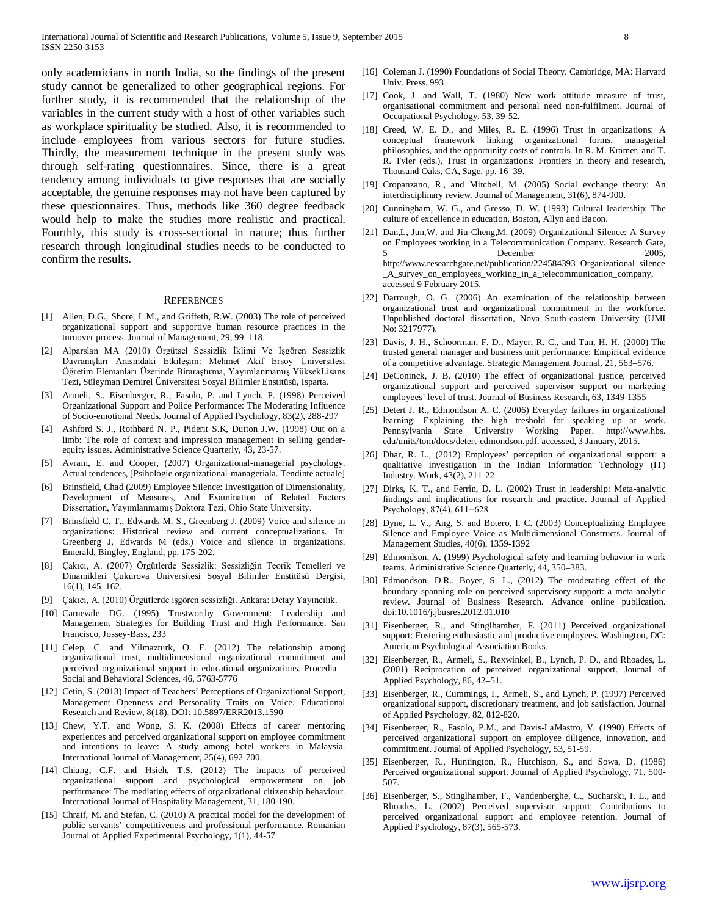only academicians in north India, so the findings of the present study cannot be generalized to other geographical regions. For further study, it is recommended that the relationship of the variables in the current study with a host of other variables such as workplace spirituality be studied. Also, it is recommended to include employees from various sectors for future studies. Thirdly, the measurement technique in the present study was through self-rating questionnaires. Since, there is a great tendency among individuals to give responses that are socially acceptable, the genuine responses may not have been captured by these questionnaires. Thus, methods like 360 degree feedback would help to make the studies more realistic and practical. Fourthly, this study is cross-sectional in nature; thus further research through longitudinal studies needs to be conducted to confirm the results.

## References

[1] Allen, D.G., Shore, L.M., and Griffeth, R.W. (2003) The role of perceived organizational support and supportive human resource practices in the turnover process. Journal of Management, 29, 99–118.

[2] Alparslan MA (2010) Örgütsel Sessizlik İklimi Ve İşgören Sessizlik Davranışları Arasındaki Etkileşim: Mehmet Akif Ersoy Üniversitesi Öğretim Elemanları Üzerinde Biraraştırma, Yayımlanmamış YüksekLisans Tezi, Süleyman Demirel Üniversitesi Sosyal Bilimler Enstitüsü, Isparta.

[3] Armeli, S., Eisenberger, R., Fasolo, P. and Lynch, P. (1998) Perceived Organizational Support and Police Performance: The Moderating Influence of Socio-emotional Needs. Journal of Applied Psychology, 83(2), 288-297

[4] Ashford S. J., Rothbard N. P., Piderit S.K, Dutton J.W. (1998) Out on a limb: The role of context and impression management in selling gender-equity issues. Administrative Science Quarterly, 43, 23-57.

[5] Avram, E. and Cooper, (2007) Organizational-managerial psychology. Actual tendences, [Psihologie organizational-manageriala. Tendinte actuale]

[6] Brinsfield, Chad (2009) Employee Silence: Investigation of Dimensionality, Development of Measures, And Examinatıon of Related Factors Dissertation, Yayımlanmamış Doktora Tezi, Ohio State University.

[7] Brinsfield C. T., Edwards M. S., Greenberg J. (2009) Voice and silence in organizations: Historical review and current conceptualizations. In: Greenberg J, Edwards M (eds.) Voice and silence in organizations. Emerald, Bingley, England, pp. 175-202.

[8] Çakıcı, A. (2007) Örgütlerde Sessizlik: Sessizliğin Teorik Temelleri ve Dinamikleri Çukurova Üniversitesi Sosyal Bilimler Enstitüsü Dergisi, 16(1), 145–162.

[9] Çakıcı, A. (2010) Örgütlerde işgören sessizliği. Ankara: Detay Yayıncılık.

[10] Carnevale DG. (1995) Trustworthy Government: Leadership and Management Strategies for Building Trust and High Performance. San Francisco, Jossey-Bass, 233

[11] Celep, C. and Yilmazturk, O. E. (2012) The relationship among organizational trust, multidimensional organizational commitment and perceived organizational support in educational organizations. Procedia – Social and Behavioral Sciences, 46, 5763-5776

[12] Cetin, S. (2013) Impact of Teachers' Perceptions of Organizational Support, Management Openness and Personality Traits on Voice. Educational Research and Review, 8(18), DOI: 10.5897/ERR2013.1590

[13] Chew, Y.T. and Wong, S. K. (2008) Effects of career mentoring experiences and perceived organizational support on employee commitment and intentions to leave: A study among hotel workers in Malaysia. International Journal of Management, 25(4), 692-700.

[14] Chiang, C.F. and Hsieh, T.S. (2012) The impacts of perceived organizational support and psychological empowerment on job performance: The mediating effects of organizational citizenship behaviour. International Journal of Hospitality Management, 31, 180-190.

[15] Chraif, M. and Stefan, C. (2010) A practical model for the development of public servants' competitiveness and professional performance. Romanian Journal of Applied Experimental Psychology, 1(1), 44-57

[16] Coleman J. (1990) Foundations of Social Theory. Cambridge, MA: Harvard Univ. Press. 993

[17] Cook, J. and Wall, T. (1980) New work attitude measure of trust, organisational commitment and personal need non-fulfilment. Journal of Occupational Psychology, 53, 39-52.

[18] Creed, W. E. D., and Miles, R. E. (1996) Trust in organizations: A conceptual framework linking organizational forms, managerial philosophies, and the opportunity costs of controls. In R. M. Kramer, and T. R. Tyler (eds.), Trust in organizations: Frontiers in theory and research, Thousand Oaks, CA, Sage. pp. 16–39.

[19] Cropanzano, R., and Mitchell, M. (2005) Social exchange theory: An interdisciplinary review. Journal of Management, 31(6), 874-900.

[20] Cunningham, W. G., and Gresso, D. W. (1993) Cultural leadership: The culture of excellence in education, Boston, Allyn and Bacon.

[21] Dan,L, Jun,W. and Jiu-Cheng,M. (2009) Organizational Silence: A Survey on Employees working in a Telecommunication Company. Research Gate, 5 December 2005, http://www.researchgate.net/publication/224584393_Organizational_silence_A_survey_on_employees_working_in_a_telecommunication_company, accessed 9 February 2015.

[22] Darrough, O. G. (2006) An examination of the relationship between organizational trust and organizational commitment in the workforce. Unpublished doctoral dissertation, Nova South-eastern University (UMI No: 3217977).

[23] Davis, J. H., Schoorman, F. D., Mayer, R. C., and Tan, H. H. (2000) The trusted general manager and business unit performance: Empirical evidence of a competitive advantage. Strategic Management Journal, 21, 563–576.

[24] DeConinck, J. B. (2010) The effect of organizational justice, perceived organizational support and perceived supervisor support on marketing employees' level of trust. Journal of Business Research, 63, 1349-1355

[25] Detert J. R., Edmondson A. C. (2006) Everyday failures in organizational learning: Explaining the high treshold for speaking up at work. Pennsylvania State University Working Paper. http://www.hbs.edu/units/tom/docs/detert-edmondson.pdf. accessed, 3 January, 2015.

[26] Dhar, R. L., (2012) Employees' perception of organizational support: a qualitative investigation in the Indian Information Technology (IT) Industry. Work, 43(2), 211-22

[27] Dirks, K. T., and Ferrin, D. L. (2002) Trust in leadership: Meta-analytic findings and implications for research and practice. Journal of Applied Psychology, 87(4), 611−628

[28] Dyne, L. V., Ang, S. and Botero, I. C. (2003) Conceptualizing Employee Silence and Employee Voice as Multidimensional Constructs. Journal of Management Studies, 40(6), 1359-1392

[29] Edmondson, A. (1999) Psychological safety and learning behavior in work teams. Administrative Science Quarterly, 44, 350–383.

[30] Edmondson, D.R., Boyer, S. L., (2012) The moderating effect of the boundary spanning role on perceived supervisory support: a meta-analytic review. Journal of Business Research. Advance online publication. doi:10.1016/j.jbusres.2012.01.010

[31] Eisenberger, R., and Stinglhamber, F. (2011) Perceived organizational support: Fostering enthusiastic and productive employees. Washington, DC: American Psychological Association Books.

[32] Eisenberger, R., Armeli, S., Rexwinkel, B., Lynch, P. D., and Rhoades, L. (2001) Reciprocation of perceived organizational support. Journal of Applied Psychology, 86, 42–51.

[33] Eisenberger, R., Cummings, I., Armeli, S., and Lynch, P. (1997) Perceived organizational support, discretionary treatment, and job satisfaction. Journal of Applied Psychology, 82, 812-820.

[34] Eisenberger, R., Fasolo, P.M., and Davis-LaMastro, V. (1990) Effects of perceived organizational support on employee diligence, innovation, and commitment. Journal of Applied Psychology, 53, 51-59.

[35] Eisenberger, R., Huntington, R., Hutchison, S., and Sowa, D. (1986) Perceived organizational support. Journal of Applied Psychology, 71, 500-507.

[36] Eisenberger, S., Stinglhamber, F., Vandenberghe, C., Sucharski, I. L., and Rhoades, L. (2002) Perceived supervisor support: Contributions to perceived organizational support and employee retention. Journal of Applied Psychology, 87(3), 565-573.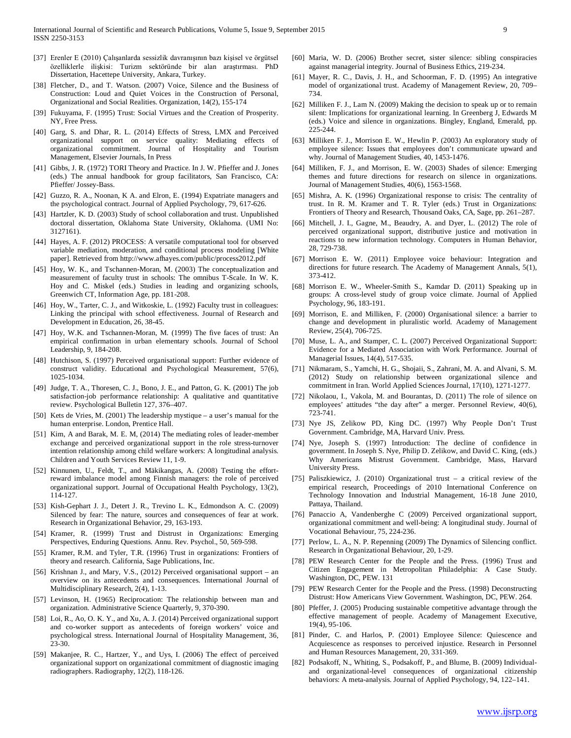[37] Erenler E (2010) Çalışanlarda sessizlik davranışının bazı kişisel ve örgütsel özelliklerle ilişkisi: Turizm sektöründe bir alan araştırması. PhD Dissertation, Hacettepe University, Ankara, Turkey.

[38] Fletcher, D., and T. Watson. (2007) Voice, Silence and the Business of Construction: Loud and Quiet Voices in the Construction of Personal, Organizational and Social Realities. Organization, 14(2), 155-174

[39] Fukuyama, F. (1995) Trust: Social Virtues and the Creation of Prosperity. NY, Free Press.

[40] Garg, S. and Dhar, R. L. (2014) Effects of Stress, LMX and Perceived organizational support on service quality: Mediating effects of organizational commitment. Journal of Hospitality and Tourism Management, Elsevier Journals, In Press

[41] Gibbs, J. R. (1972) TORI Theory and Practice. In J. W. Pfieffer and J. Jones (eds.) The annual handbook for group facilitators, San Francisco, CA: Pfieffer/ Jossey-Bass.

[42] Guzzo, R. A., Noonan, K A. and Elron, E. (1994) Expatriate managers and the psychological contract. Journal of Applied Psychology, 79, 617-626.

[43] Hartzler, K. D. (2003) Study of school collaboration and trust. Unpublished doctoral dissertation, Oklahoma State University, Oklahoma. (UMI No: 3127161).

[44] Hayes, A. F. (2012) PROCESS: A versatile computational tool for observed variable mediation, moderation, and conditional process modeling [White paper]. Retrieved from http://www.afhayes.com/public/process2012.pdf

[45] Hoy, W. K., and Tschannen-Moran, M. (2003) The conceptualization and measurement of faculty trust in schools: The omnibus T-Scale. In W. K. Hoy and C. Miskel (eds.) Studies in leading and organizing schools, Greenwich CT, Information Age, pp. 181-208.

[46] Hoy, W., Tarter, C. J., and Witkoskie, L. (1992) Faculty trust in colleagues: Linking the principal with school effectiveness. Journal of Research and Development in Education, 26, 38-45.

[47] Hoy, W.K. and Tschannen-Moran, M. (1999) The five faces of trust: An empirical confirmation in urban elementary schools. Journal of School Leadership, 9, 184-208.

[48] Hutchison, S. (1997) Perceived organisational support: Further evidence of construct validity. Educational and Psychological Measurement, 57(6), 1025-1034.

[49] Judge, T. A., Thoresen, C. J., Bono, J. E., and Patton, G. K. (2001) The job satisfaction-job performance relationship: A qualitative and quantitative review. Psychological Bulletin 127, 376–407.

[50] Kets de Vries, M. (2001) The leadership mystique – a user's manual for the human enterprise. London, Prentice Hall.

[51] Kim, A and Barak, M. E. M, (2014) The mediating roles of leader-member exchange and perceived organizational support in the role stress-turnover intention relationship among child welfare workers: A longitudinal analysis. Children and Youth Services Review 11, 1-9.

[52] Kinnunen, U., Feldt, T., and Mäkikangas, A. (2008) Testing the effort-reward imbalance model among Finnish managers: the role of perceived organizational support. Journal of Occupational Health Psychology, 13(2), 114-127.

[53] Kish-Gephart J. J., Detert J. R., Trevino L. K., Edmondson A. C. (2009) Silenced by fear: The nature, sources and consequences of fear at work. Research in Organizational Behavior, 29, 163-193.

[54] Kramer, R. (1999) Trust and Distrust in Organizations: Emerging Perspectives, Enduring Questions. Annu. Rev. Psychol., 50, 569-598.

[55] Kramer, R.M. and Tyler, T.R. (1996) Trust in organizations: Frontiers of theory and research. California, Sage Publications, Inc.

[56] Krishnan J., and Mary, V.S., (2012) Perceived organisational support – an overview on its antecedents and consequences. International Journal of Multidisciplinary Research, 2(4), 1-13.

[57] Levinson, H. (1965) Reciprocation: The relationship between man and organization. Administrative Science Quarterly, 9, 370-390.

[58] Loi, R., Ao, O. K. Y., and Xu, A. J. (2014) Perceived organizational support and co-worker support as antecedents of foreign workers' voice and psychological stress. International Journal of Hospitality Management, 36, 23-30.

[59] Makanjee, R. C., Hartzer, Y., and Uys, I. (2006) The effect of perceived organizational support on organizational commitment of diagnostic imaging radiographers. Radiography, 12(2), 118-126.

[60] Maria, W. D. (2006) Brother secret, sister silence: sibling conspiracies against managerial integrity. Journal of Business Ethics, 219-234.

[61] Mayer, R. C., Davis, J. H., and Schoorman, F. D. (1995) An integrative model of organizational trust. Academy of Management Review, 20, 709–734.

[62] Milliken F. J., Lam N. (2009) Making the decision to speak up or to remain silent: Implications for organizational learning. In Greenberg J, Edwards M (eds.) Voice and silence in organizations. Bingley, England, Emerald, pp. 225-244.

[63] Milliken F. J., Morrison E. W., Hewlin P. (2003) An exploratory study of employee silence: Issues that employees don't communicate upward and why. Journal of Management Studies, 40, 1453-1476.

[64] Milliken, F. J., and Morrison, E. W. (2003) Shades of silence: Emerging themes and future directions for research on silence in organizations. Journal of Management Studies, 40(6), 1563-1568.

[65] Mishra, A. K. (1996) Organizational response to crisis: The centrality of trust. In R. M. Kramer and T. R. Tyler (eds.) Trust in Organizations: Frontiers of Theory and Research, Thousand Oaks, CA, Sage, pp. 261–287.

[66] Mitchell, J. I., Gagne, M., Beaudry, A. and Dyer, L. (2012) The role of perceived organizational support, distributive justice and motivation in reactions to new information technology. Computers in Human Behavior, 28, 729-738.

[67] Morrison E. W. (2011) Employee voice behaviour: Integration and directions for future research. The Academy of Management Annals, 5(1), 373-412.

[68] Morrison E. W., Wheeler-Smith S., Kamdar D. (2011) Speaking up in groups: A cross-level study of group voice climate. Journal of Applied Psychology, 96, 183-191.

[69] Morrison, E. and Milliken, F. (2000) Organisational silence: a barrier to change and development in pluralistic world. Academy of Management Review, 25(4), 706-725.

[70] Muse, L. A., and Stamper, C. L. (2007) Perceived Organizational Support: Evidence for a Mediated Association with Work Performance. Journal of Managerial Issues, 14(4), 517-535.

[71] Nikmaram, S., Yamchi, H. G., Shojaii, S., Zahrani, M. A. and Alvani, S. M. (2012) Study on relationship between organizational silence and commitment in Iran. World Applied Sciences Journal, 17(10), 1271-1277.

[72] Nikolaou, I., Vakola, M. and Bourantas, D. (2011) The role of silence on employees' attitudes "the day after" a merger. Personnel Review, 40(6), 723-741.

[73] Nye JS, Zelikow PD, King DC. (1997) Why People Don't Trust Government. Cambridge, MA, Harvard Univ. Press.

[74] Nye, Joseph S. (1997) Introduction: The decline of confidence in government. In Joseph S. Nye, Philip D. Zelikow, and David C. King, (eds.) Why Americans Mistrust Government. Cambridge, Mass, Harvard University Press.

[75] Paliszkiewicz, J. (2010) Organizational trust – a critical review of the empirical research, Proceedings of 2010 International Conference on Technology Innovation and Industrial Management, 16-18 June 2010, Pattaya, Thailand.

[76] Panaccio A, Vandenberghe C (2009) Perceived organizational support, organizational commitment and well-being: A longitudinal study. Journal of Vocational Behaviour, 75, 224-236.

[77] Perlow, L. A., N. P. Repenning (2009) The Dynamics of Silencing conflict. Research in Organizational Behaviour, 20, 1-29.

[78] PEW Research Center for the People and the Press. (1996) Trust and Citizen Engagement in Metropolitan Philadelphia: A Case Study. Washington, DC, PEW. 131

[79] PEW Research Center for the People and the Press. (1998) Deconstructing Distrust: How Americans View Government. Washington, DC, PEW. 264.

[80] Pfeffer, J. (2005) Producing sustainable competitive advantage through the effective management of people. Academy of Management Executive, 19(4), 95-106.

[81] Pinder, C. and Harlos, P. (2001) Employee Silence: Quiescence and Acquiescence as responses to perceived injustice. Research in Personnel and Human Resources Management, 20, 331-369.

[82] Podsakoff, N., Whiting, S., Podsakoff, P., and Blume, B. (2009) Individual- and organizational-level consequences of organizational citizenship behaviors: A meta-analysis. Journal of Applied Psychology, 94, 122–141.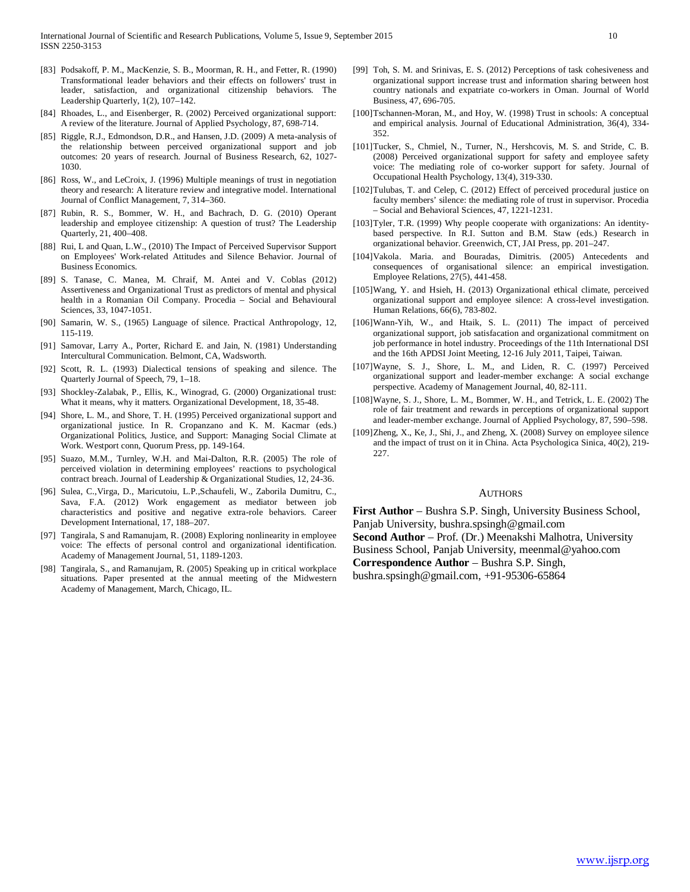[83] Podsakoff, P. M., MacKenzie, S. B., Moorman, R. H., and Fetter, R. (1990) Transformational leader behaviors and their effects on followers' trust in leader, satisfaction, and organizational citizenship behaviors. The Leadership Quarterly, 1(2), 107–142.

[84] Rhoades, L., and Eisenberger, R. (2002) Perceived organizational support: A review of the literature. Journal of Applied Psychology, 87, 698-714.

[85] Riggle, R.J., Edmondson, D.R., and Hansen, J.D. (2009) A meta-analysis of the relationship between perceived organizational support and job outcomes: 20 years of research. Journal of Business Research, 62, 1027-1030.

[86] Ross, W., and LeCroix, J. (1996) Multiple meanings of trust in negotiation theory and research: A literature review and integrative model. International Journal of Conflict Management, 7, 314–360.

[87] Rubin, R. S., Bommer, W. H., and Bachrach, D. G. (2010) Operant leadership and employee citizenship: A question of trust? The Leadership Quarterly, 21, 400–408.

[88] Rui, L and Quan, L.W., (2010) The Impact of Perceived Supervisor Support on Employees' Work-related Attitudes and Silence Behavior. Journal of Business Economics.

[89] S. Tanase, C. Manea, M. Chraif, M. Antei and V. Coblas (2012) Assertiveness and Organizational Trust as predictors of mental and physical health in a Romanian Oil Company. Procedia – Social and Behavioural Sciences, 33, 1047-1051.

[90] Samarin, W. S., (1965) Language of silence. Practical Anthropology, 12, 115-119.

[91] Samovar, Larry A., Porter, Richard E. and Jain, N. (1981) Understanding Intercultural Communication. Belmont, CA, Wadsworth.

[92] Scott, R. L. (1993) Dialectical tensions of speaking and silence. The Quarterly Journal of Speech, 79, 1–18.

[93] Shockley-Zalabak, P., Ellis, K., Winograd, G. (2000) Organizational trust: What it means, why it matters. Organizational Development, 18, 35-48.

[94] Shore, L. M., and Shore, T. H. (1995) Perceived organizational support and organizational justice. In R. Cropanzano and K. M. Kacmar (eds.) Organizational Politics, Justice, and Support: Managing Social Climate at Work. Westport conn, Quorum Press, pp. 149-164.

[95] Suazo, M.M., Turnley, W.H. and Mai-Dalton, R.R. (2005) The role of perceived violation in determining employees' reactions to psychological contract breach. Journal of Leadership & Organizational Studies, 12, 24-36.

[96] Sulea, C.,Virga, D., Maricutoiu, L.P.,Schaufeli, W., Zaborila Dumitru, C., Sava, F.A. (2012) Work engagement as mediator between job characteristics and positive and negative extra-role behaviors. Career Development International, 17, 188–207.

[97] Tangirala, S and Ramanujam, R. (2008) Exploring nonlinearity in employee voice: The effects of personal control and organizational identification. Academy of Management Journal, 51, 1189-1203.

[98] Tangirala, S., and Ramanujam, R. (2005) Speaking up in critical workplace situations. Paper presented at the annual meeting of the Midwestern Academy of Management, March, Chicago, IL.

[99] Toh, S. M. and Srinivas, E. S. (2012) Perceptions of task cohesiveness and organizational support increase trust and information sharing between host country nationals and expatriate co-workers in Oman. Journal of World Business, 47, 696-705.

[100] Tschannen-Moran, M., and Hoy, W. (1998) Trust in schools: A conceptual and empirical analysis. Journal of Educational Administration, 36(4), 334-352.

[101] Tucker, S., Chmiel, N., Turner, N., Hershcovis, M. S. and Stride, C. B. (2008) Perceived organizational support for safety and employee safety voice: The mediating role of co-worker support for safety. Journal of Occupational Health Psychology, 13(4), 319-330.

[102] Tulubas, T. and Celep, C. (2012) Effect of perceived procedural justice on faculty members' silence: the mediating role of trust in supervisor. Procedia – Social and Behavioral Sciences, 47, 1221-1231.

[103] Tyler, T.R. (1999) Why people cooperate with organizations: An identity-based perspective. In R.I. Sutton and B.M. Staw (eds.) Research in organizational behavior. Greenwich, CT, JAI Press, pp. 201–247.

[104] Vakola. Maria. and Bouradas, Dimitris. (2005) Antecedents and consequences of organisational silence: an empirical investigation. Employee Relations, 27(5), 441-458.

[105] Wang, Y. and Hsieh, H. (2013) Organizational ethical climate, perceived organizational support and employee silence: A cross-level investigation. Human Relations, 66(6), 783-802.

[106] Wann-Yih, W., and Htaik, S. L. (2011) The impact of perceived organizational support, job satisfacation and organizational commitment on job performance in hotel industry. Proceedings of the 11th International DSI and the 16th APDSI Joint Meeting, 12-16 July 2011, Taipei, Taiwan.

[107] Wayne, S. J., Shore, L. M., and Liden, R. C. (1997) Perceived organizational support and leader-member exchange: A social exchange perspective. Academy of Management Journal, 40, 82-111.

[108] Wayne, S. J., Shore, L. M., Bommer, W. H., and Tetrick, L. E. (2002) The role of fair treatment and rewards in perceptions of organizational support and leader-member exchange. Journal of Applied Psychology, 87, 590–598.

[109] Zheng, X., Ke, J., Shi, J., and Zheng, X. (2008) Survey on employee silence and the impact of trust on it in China. Acta Psychologica Sinica, 40(2), 219-227.

## AUTHORS

**First Author** – Bushra S.P. Singh, University Business School, Panjab University, bushra.spsingh@gmail.com

**Second Author** – Prof. (Dr.) Meenakshi Malhotra, University Business School, Panjab University, meenmal@yahoo.com

**Correspondence Author** – Bushra S.P. Singh, bushra.spsingh@gmail.com, +91-95306-65864